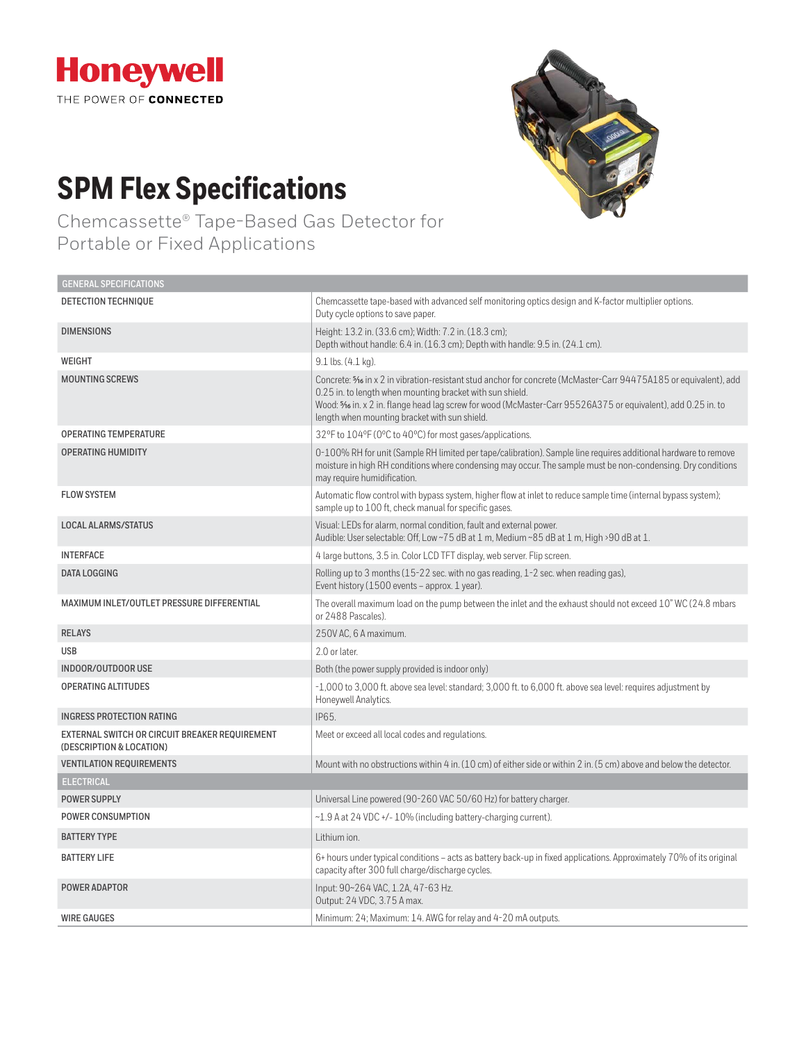Honeywell

THE POWER OF **CONNECTED**

# SPM Flex Specifications

## Chemcassette® Tape-Based Gas Detector for Portable or Fixed Applications

| GENERAL SPECIFICATIONS | |
|---|---|
| DETECTION TECHNIQUE | Chemcassette tape-based with advanced self monitoring optics design and K-factor multiplier options. Duty cycle options to save paper. |
| DIMENSIONS | Height: 13.2 in. (33.6 cm); Width: 7.2 in. (18.3 cm); Depth without handle: 6.4 in. (16.3 cm); Depth with handle: 9.5 in. (24.1 cm). |
| WEIGHT | 9.1 lbs. (4.1 kg). |
| MOUNTING SCREWS | Concrete: 5⁄16 in x 2 in vibration-resistant stud anchor for concrete (McMaster-Carr 94475A185 or equivalent), add 0.25 in. to length when mounting bracket with sun shield. Wood: 5⁄16 in. x 2 in. flange head lag screw for wood (McMaster-Carr 95526A375 or equivalent), add 0.25 in. to length when mounting bracket with sun shield. |
| OPERATING TEMPERATURE | 32°F to 104°F (0°C to 40°C) for most gases/applications. |
| OPERATING HUMIDITY | 0-100% RH for unit (Sample RH limited per tape/calibration). Sample line requires additional hardware to remove moisture in high RH conditions where condensing may occur. The sample must be non-condensing. Dry conditions may require humidification. |
| FLOW SYSTEM | Automatic flow control with bypass system, higher flow at inlet to reduce sample time (internal bypass system); sample up to 100 ft, check manual for specific gases. |
| LOCAL ALARMS/STATUS | Visual: LEDs for alarm, normal condition, fault and external power. Audible: User selectable: Off, Low ~75 dB at 1 m, Medium ~85 dB at 1 m, High >90 dB at 1. |
| INTERFACE | 4 large buttons, 3.5 in. Color LCD TFT display, web server. Flip screen. |
| DATA LOGGING | Rolling up to 3 months (15-22 sec. with no gas reading, 1-2 sec. when reading gas), Event history (1500 events – approx. 1 year). |
| MAXIMUM INLET/OUTLET PRESSURE DIFFERENTIAL | The overall maximum load on the pump between the inlet and the exhaust should not exceed 10" WC (24.8 mbars or 2488 Pascales). |
| RELAYS | 250V AC, 6 A maximum. |
| USB | 2.0 or later. |
| INDOOR/OUTDOOR USE | Both (the power supply provided is indoor only) |
| OPERATING ALTITUDES | -1,000 to 3,000 ft. above sea level: standard; 3,000 ft. to 6,000 ft. above sea level: requires adjustment by Honeywell Analytics. |
| INGRESS PROTECTION RATING | IP65. |
| EXTERNAL SWITCH OR CIRCUIT BREAKER REQUIREMENT (DESCRIPTION & LOCATION) | Meet or exceed all local codes and regulations. |
| VENTILATION REQUIREMENTS | Mount with no obstructions within 4 in. (10 cm) of either side or within 2 in. (5 cm) above and below the detector. |
| **ELECTRICAL** | |
| POWER SUPPLY | Universal Line powered (90-260 VAC 50/60 Hz) for battery charger. |
| POWER CONSUMPTION | ~1.9 A at 24 VDC +/- 10% (including battery-charging current). |
| BATTERY TYPE | Lithium ion. |
| BATTERY LIFE | 6+ hours under typical conditions – acts as battery back-up in fixed applications. Approximately 70% of its original capacity after 300 full charge/discharge cycles. |
| POWER ADAPTOR | Input: 90~264 VAC, 1.2A, 47-63 Hz. Output: 24 VDC, 3.75 A max. |
| WIRE GAUGES | Minimum: 24; Maximum: 14. AWG for relay and 4-20 mA outputs. |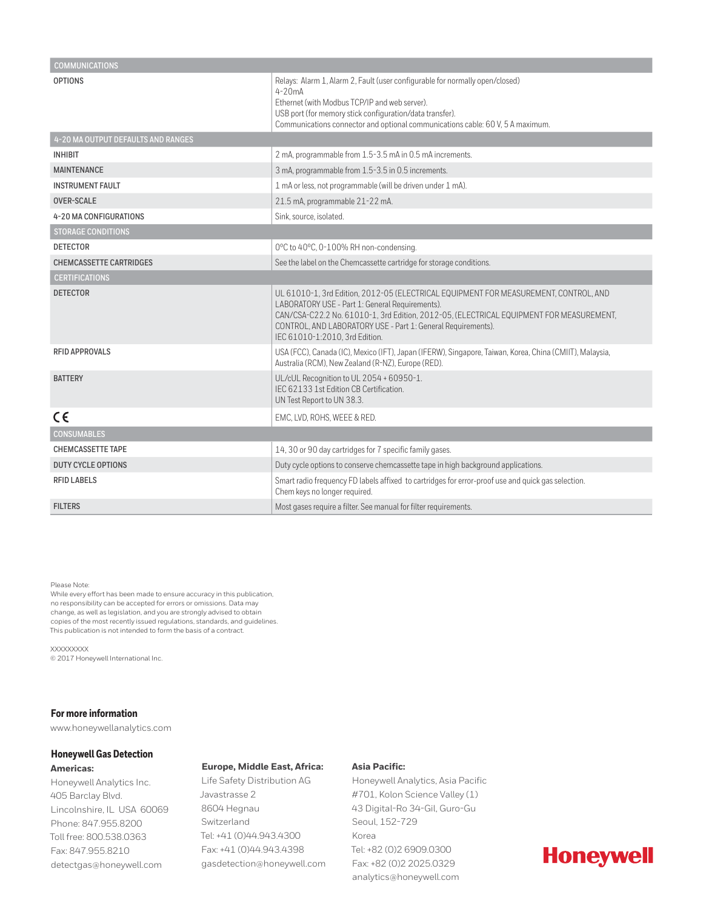| | |
|---|---|
| **COMMUNICATIONS** | |
| OPTIONS | Relays: Alarm 1, Alarm 2, Fault (user configurable for normally open/closed)<br>4-20mA<br>Ethernet (with Modbus TCP/IP and web server).<br>USB port (for memory stick configuration/data transfer).<br>Communications connector and optional communications cable: 60 V, 5 A maximum. |
| **4-20 MA OUTPUT DEFAULTS AND RANGES** | |
| INHIBIT | 2 mA, programmable from 1.5-3.5 mA in 0.5 mA increments. |
| MAINTENANCE | 3 mA, programmable from 1.5-3.5 in 0.5 increments. |
| INSTRUMENT FAULT | 1 mA or less, not programmable (will be driven under 1 mA). |
| OVER-SCALE | 21.5 mA, programmable 21-22 mA. |
| 4-20 MA CONFIGURATIONS | Sink, source, isolated. |
| **STORAGE CONDITIONS** | |
| DETECTOR | 0ºC to 40ºC, 0-100% RH non-condensing. |
| CHEMCASSETTE CARTRIDGES | See the label on the Chemcassette cartridge for storage conditions. |
| **CERTIFICATIONS** | |
| DETECTOR | UL 61010-1, 3rd Edition, 2012-05 (ELECTRICAL EQUIPMENT FOR MEASUREMENT, CONTROL, AND LABORATORY USE - Part 1: General Requirements).<br>CAN/CSA-C22.2 No. 61010-1, 3rd Edition, 2012-05, (ELECTRICAL EQUIPMENT FOR MEASUREMENT, CONTROL, AND LABORATORY USE - Part 1: General Requirements).<br>IEC 61010-1:2010, 3rd Edition. |
| RFID APPROVALS | USA (FCC), Canada (IC), Mexico (IFT), Japan (IFERW), Singapore, Taiwan, Korea, China (CMIIT), Malaysia, Australia (RCM), New Zealand (R-NZ), Europe (RED). |
| BATTERY | UL/cUL Recognition to UL 2054 + 60950-1.<br>IEC 62133 1st Edition CB Certification.<br>UN Test Report to UN 38.3. |
| CE | EMC, LVD, ROHS, WEEE & RED. |
| **CONSUMABLES** | |
| CHEMCASSETTE TAPE | 14, 30 or 90 day cartridges for 7 specific family gases. |
| DUTY CYCLE OPTIONS | Duty cycle options to conserve chemcassette tape in high background applications. |
| RFID LABELS | Smart radio frequency FD labels affixed to cartridges for error-proof use and quick gas selection.<br>Chem keys no longer required. |
| FILTERS | Most gases require a filter. See manual for filter requirements. |

Please Note:
While every effort has been made to ensure accuracy in this publication, no responsibility can be accepted for errors or omissions. Data may change, as well as legislation, and you are strongly advised to obtain copies of the most recently issued regulations, standards, and guidelines. This publication is not intended to form the basis of a contract.

XXXXXXXXX
© 2017 Honeywell International Inc.

### For more information

www.honeywellanalytics.com

### Honeywell Gas Detection

**Americas:**
Honeywell Analytics Inc.
405 Barclay Blvd.
Lincolnshire, IL USA 60069
Phone: 847.955.8200
Toll free: 800.538.0363
Fax: 847.955.8210
detectgas@honeywell.com

**Europe, Middle East, Africa:**
Life Safety Distribution AG
Javastrasse 2
8604 Hegnau
Switzerland
Tel: +41 (0)44.943.4300
Fax: +41 (0)44.943.4398
gasdetection@honeywell.com

**Asia Pacific:**
Honeywell Analytics, Asia Pacific
#701, Kolon Science Valley (1)
43 Digital-Ro 34-Gil, Guro-Gu
Seoul, 152-729
Korea
Tel: +82 (0)2 6909.0300
Fax: +82 (0)2 2025.0329
analytics@honeywell.com

Honeywell